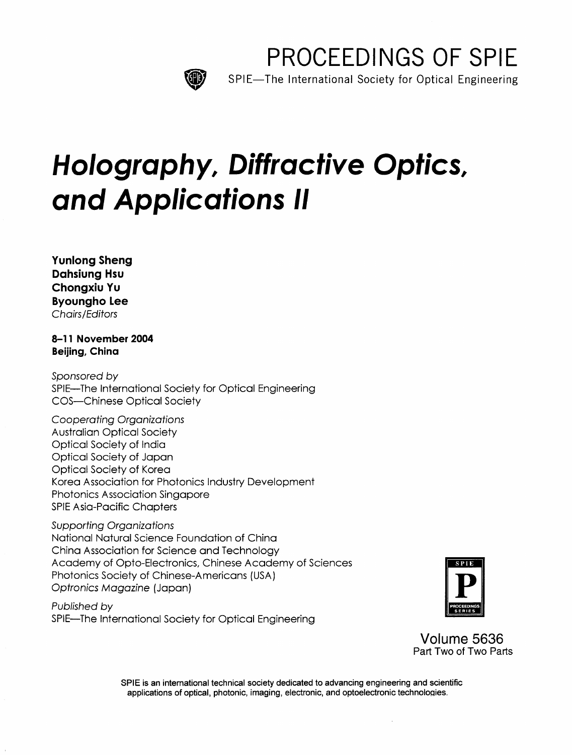# PROCEEDINGS OF SPIE

SPIE—The International Society for Optical Engineering

# *Holography, Diffractive Optics, and Applications II*

**Yunlong Sheng**
**Dahsiung Hsu**
**Chongxiu Yu**
**Byoungho Lee**
*Chairs/Editors*

**8–11 November 2004**
**Beijing, China**

*Sponsored by*
SPIE—The International Society for Optical Engineering
COS—Chinese Optical Society

*Cooperating Organizations*
Australian Optical Society
Optical Society of India
Optical Society of Japan
Optical Society of Korea
Korea Association for Photonics Industry Development
Photonics Association Singapore
SPIE Asia-Pacific Chapters

*Supporting Organizations*
National Natural Science Foundation of China
China Association for Science and Technology
Academy of Opto-Electronics, Chinese Academy of Sciences
Photonics Society of Chinese-Americans (USA)
*Optronics Magazine* (Japan)

*Published by*
SPIE—The International Society for Optical Engineering

Volume 5636
Part Two of Two Parts

SPIE is an international technical society dedicated to advancing engineering and scientific applications of optical, photonic, imaging, electronic, and optoelectronic technologies.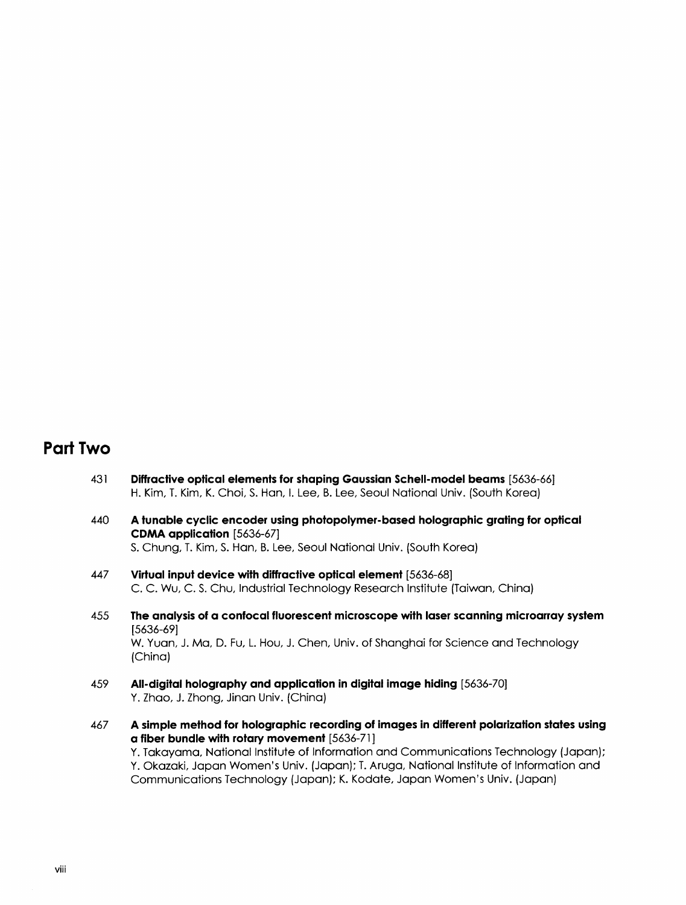## Part Two

431 **Diffractive optical elements for shaping Gaussian Schell-model beams** [5636-66]
H. Kim, T. Kim, K. Choi, S. Han, I. Lee, B. Lee, Seoul National Univ. (South Korea)

440 **A tunable cyclic encoder using photopolymer-based holographic grating for optical CDMA application** [5636-67]
S. Chung, T. Kim, S. Han, B. Lee, Seoul National Univ. (South Korea)

447 **Virtual input device with diffractive optical element** [5636-68]
C. C. Wu, C. S. Chu, Industrial Technology Research Institute (Taiwan, China)

455 **The analysis of a confocal fluorescent microscope with laser scanning microarray system** [5636-69]
W. Yuan, J. Ma, D. Fu, L. Hou, J. Chen, Univ. of Shanghai for Science and Technology (China)

459 **All-digital holography and application in digital image hiding** [5636-70]
Y. Zhao, J. Zhong, Jinan Univ. (China)

467 **A simple method for holographic recording of images in different polarization states using a fiber bundle with rotary movement** [5636-71]
Y. Takayama, National Institute of Information and Communications Technology (Japan); Y. Okazaki, Japan Women's Univ. (Japan); T. Aruga, National Institute of Information and Communications Technology (Japan); K. Kodate, Japan Women's Univ. (Japan)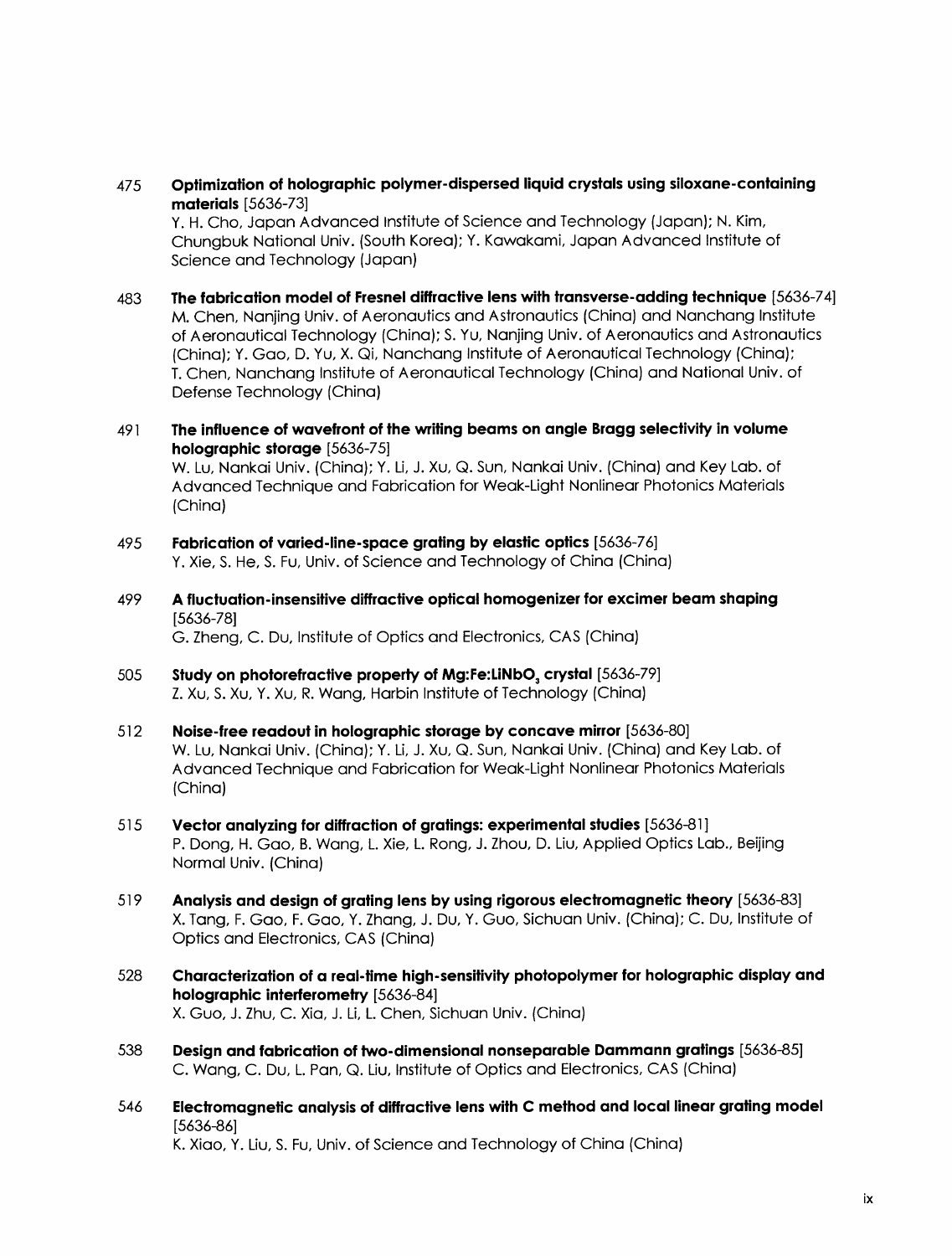475 **Optimization of holographic polymer-dispersed liquid crystals using siloxane-containing materials** [5636-73]
Y. H. Cho, Japan Advanced Institute of Science and Technology (Japan); N. Kim, Chungbuk National Univ. (South Korea); Y. Kawakami, Japan Advanced Institute of Science and Technology (Japan)

483 **The fabrication model of Fresnel diffractive lens with transverse-adding technique** [5636-74]
M. Chen, Nanjing Univ. of Aeronautics and Astronautics (China) and Nanchang Institute of Aeronautical Technology (China); S. Yu, Nanjing Univ. of Aeronautics and Astronautics (China); Y. Gao, D. Yu, X. Qi, Nanchang Institute of Aeronautical Technology (China); T. Chen, Nanchang Institute of Aeronautical Technology (China) and National Univ. of Defense Technology (China)

491 **The influence of wavefront of the writing beams on angle Bragg selectivity in volume holographic storage** [5636-75]
W. Lu, Nankai Univ. (China); Y. Li, J. Xu, Q. Sun, Nankai Univ. (China) and Key Lab. of Advanced Technique and Fabrication for Weak-Light Nonlinear Photonics Materials (China)

495 **Fabrication of varied-line-space grating by elastic optics** [5636-76]
Y. Xie, S. He, S. Fu, Univ. of Science and Technology of China (China)

499 **A fluctuation-insensitive diffractive optical homogenizer for excimer beam shaping** [5636-78]
G. Zheng, C. Du, Institute of Optics and Electronics, CAS (China)

505 **Study on photorefractive property of Mg:Fe:LiNbO$_3$ crystal** [5636-79]
Z. Xu, S. Xu, Y. Xu, R. Wang, Harbin Institute of Technology (China)

512 **Noise-free readout in holographic storage by concave mirror** [5636-80]
W. Lu, Nankai Univ. (China); Y. Li, J. Xu, Q. Sun, Nankai Univ. (China) and Key Lab. of Advanced Technique and Fabrication for Weak-Light Nonlinear Photonics Materials (China)

515 **Vector analyzing for diffraction of gratings: experimental studies** [5636-81]
P. Dong, H. Gao, B. Wang, L. Xie, L. Rong, J. Zhou, D. Liu, Applied Optics Lab., Beijing Normal Univ. (China)

519 **Analysis and design of grating lens by using rigorous electromagnetic theory** [5636-83]
X. Tang, F. Gao, F. Gao, Y. Zhang, J. Du, Y. Guo, Sichuan Univ. (China); C. Du, Institute of Optics and Electronics, CAS (China)

528 **Characterization of a real-time high-sensitivity photopolymer for holographic display and holographic interferometry** [5636-84]
X. Guo, J. Zhu, C. Xia, J. Li, L. Chen, Sichuan Univ. (China)

538 **Design and fabrication of two-dimensional nonseparable Dammann gratings** [5636-85]
C. Wang, C. Du, L. Pan, Q. Liu, Institute of Optics and Electronics, CAS (China)

546 **Electromagnetic analysis of diffractive lens with C method and local linear grating model** [5636-86]
K. Xiao, Y. Liu, S. Fu, Univ. of Science and Technology of China (China)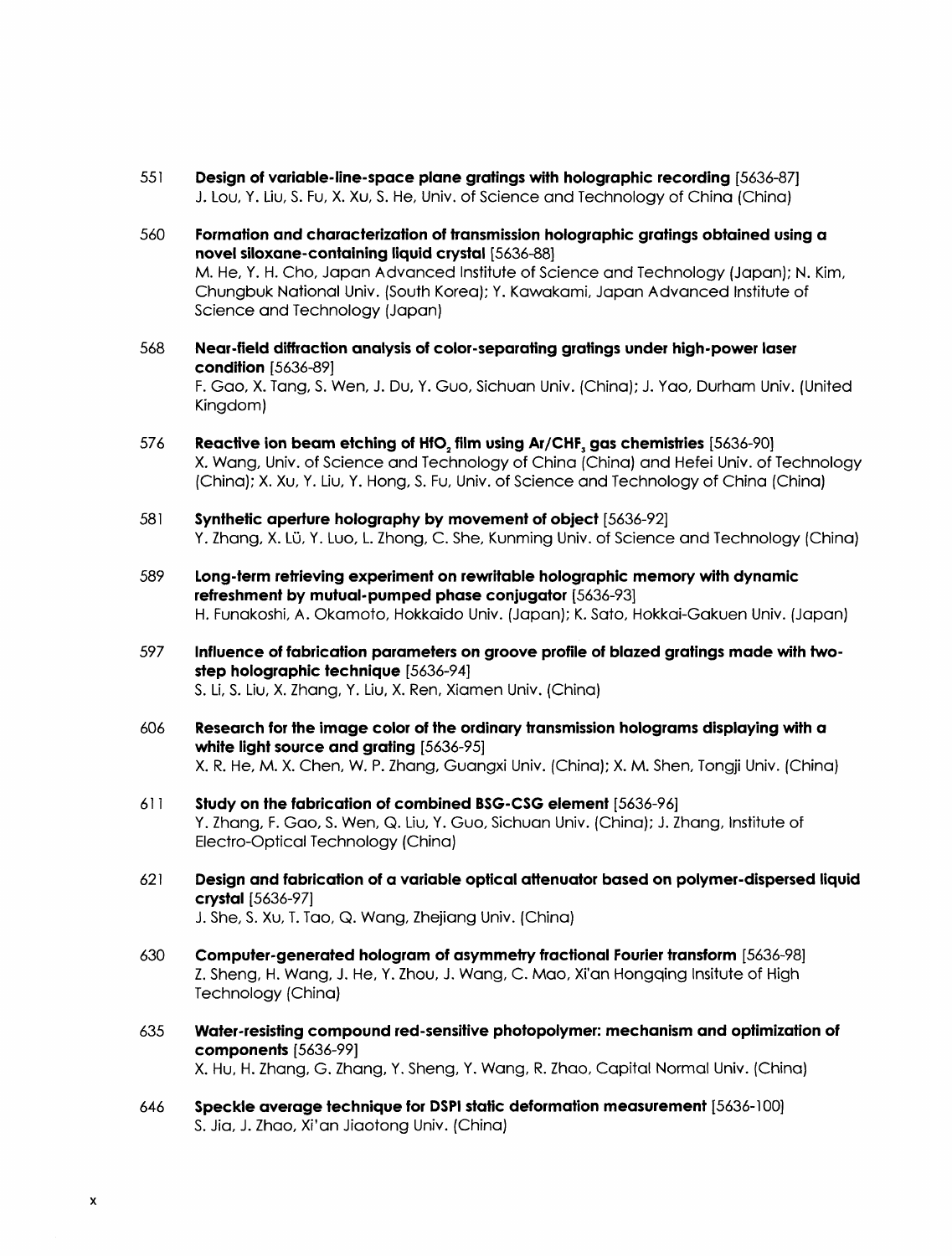551 **Design of variable-line-space plane gratings with holographic recording** [5636-87]
J. Lou, Y. Liu, S. Fu, X. Xu, S. He, Univ. of Science and Technology of China (China)

560 **Formation and characterization of transmission holographic gratings obtained using a novel siloxane-containing liquid crystal** [5636-88]
M. He, Y. H. Cho, Japan Advanced Institute of Science and Technology (Japan); N. Kim, Chungbuk National Univ. (South Korea); Y. Kawakami, Japan Advanced Institute of Science and Technology (Japan)

568 **Near-field diffraction analysis of color-separating gratings under high-power laser condition** [5636-89]
F. Gao, X. Tang, S. Wen, J. Du, Y. Guo, Sichuan Univ. (China); J. Yao, Durham Univ. (United Kingdom)

576 **Reactive ion beam etching of $HfO_2$ film using Ar/$CHF_3$ gas chemistries** [5636-90]
X. Wang, Univ. of Science and Technology of China (China) and Hefei Univ. of Technology (China); X. Xu, Y. Liu, Y. Hong, S. Fu, Univ. of Science and Technology of China (China)

581 **Synthetic aperture holography by movement of object** [5636-92]
Y. Zhang, X. Lü, Y. Luo, L. Zhong, C. She, Kunming Univ. of Science and Technology (China)

589 **Long-term retrieving experiment on rewritable holographic memory with dynamic refreshment by mutual-pumped phase conjugator** [5636-93]
H. Funakoshi, A. Okamoto, Hokkaido Univ. (Japan); K. Sato, Hokkai-Gakuen Univ. (Japan)

597 **Influence of fabrication parameters on groove profile of blazed gratings made with two-step holographic technique** [5636-94]
S. Li, S. Liu, X. Zhang, Y. Liu, X. Ren, Xiamen Univ. (China)

606 **Research for the image color of the ordinary transmission holograms displaying with a white light source and grating** [5636-95]
X. R. He, M. X. Chen, W. P. Zhang, Guangxi Univ. (China); X. M. Shen, Tongji Univ. (China)

611 **Study on the fabrication of combined BSG-CSG element** [5636-96]
Y. Zhang, F. Gao, S. Wen, Q. Liu, Y. Guo, Sichuan Univ. (China); J. Zhang, Institute of Electro-Optical Technology (China)

621 **Design and fabrication of a variable optical attenuator based on polymer-dispersed liquid crystal** [5636-97]
J. She, S. Xu, T. Tao, Q. Wang, Zhejiang Univ. (China)

630 **Computer-generated hologram of asymmetry fractional Fourier transform** [5636-98]
Z. Sheng, H. Wang, J. He, Y. Zhou, J. Wang, C. Mao, Xi'an Hongqing Insitute of High Technology (China)

635 **Water-resisting compound red-sensitive photopolymer: mechanism and optimization of components** [5636-99]
X. Hu, H. Zhang, G. Zhang, Y. Sheng, Y. Wang, R. Zhao, Capital Normal Univ. (China)

646 **Speckle average technique for DSPI static deformation measurement** [5636-100]
S. Jia, J. Zhao, Xi'an Jiaotong Univ. (China)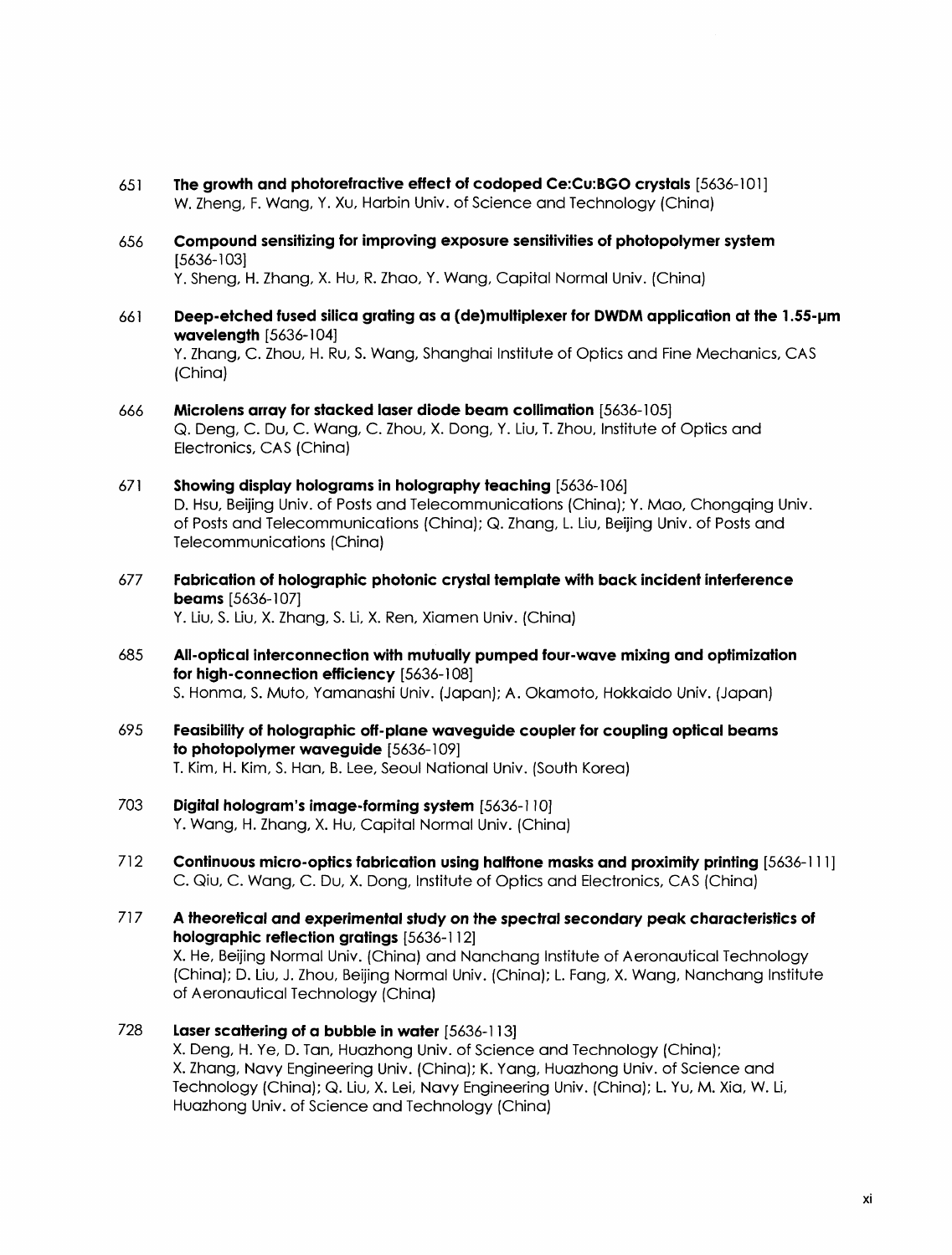651 **The growth and photorefractive effect of codoped Ce:Cu:BGO crystals** [5636-101]
W. Zheng, F. Wang, Y. Xu, Harbin Univ. of Science and Technology (China)

656 **Compound sensitizing for improving exposure sensitivities of photopolymer system** [5636-103]
Y. Sheng, H. Zhang, X. Hu, R. Zhao, Y. Wang, Capital Normal Univ. (China)

661 **Deep-etched fused silica grating as a (de)multiplexer for DWDM application at the 1.55-μm wavelength** [5636-104]
Y. Zhang, C. Zhou, H. Ru, S. Wang, Shanghai Institute of Optics and Fine Mechanics, CAS (China)

666 **Microlens array for stacked laser diode beam collimation** [5636-105]
Q. Deng, C. Du, C. Wang, C. Zhou, X. Dong, Y. Liu, T. Zhou, Institute of Optics and Electronics, CAS (China)

671 **Showing display holograms in holography teaching** [5636-106]
D. Hsu, Beijing Univ. of Posts and Telecommunications (China); Y. Mao, Chongqing Univ. of Posts and Telecommunications (China); Q. Zhang, L. Liu, Beijing Univ. of Posts and Telecommunications (China)

677 **Fabrication of holographic photonic crystal template with back incident interference beams** [5636-107]
Y. Liu, S. Liu, X. Zhang, S. Li, X. Ren, Xiamen Univ. (China)

685 **All-optical interconnection with mutually pumped four-wave mixing and optimization for high-connection efficiency** [5636-108]
S. Honma, S. Muto, Yamanashi Univ. (Japan); A. Okamoto, Hokkaido Univ. (Japan)

695 **Feasibility of holographic off-plane waveguide coupler for coupling optical beams to photopolymer waveguide** [5636-109]
T. Kim, H. Kim, S. Han, B. Lee, Seoul National Univ. (South Korea)

703 **Digital hologram's image-forming system** [5636-110]
Y. Wang, H. Zhang, X. Hu, Capital Normal Univ. (China)

712 **Continuous micro-optics fabrication using halftone masks and proximity printing** [5636-111]
C. Qiu, C. Wang, C. Du, X. Dong, Institute of Optics and Electronics, CAS (China)

717 **A theoretical and experimental study on the spectral secondary peak characteristics of holographic reflection gratings** [5636-112]
X. He, Beijing Normal Univ. (China) and Nanchang Institute of Aeronautical Technology (China); D. Liu, J. Zhou, Beijing Normal Univ. (China); L. Fang, X. Wang, Nanchang Institute of Aeronautical Technology (China)

728 **Laser scattering of a bubble in water** [5636-113]
X. Deng, H. Ye, D. Tan, Huazhong Univ. of Science and Technology (China); X. Zhang, Navy Engineering Univ. (China); K. Yang, Huazhong Univ. of Science and Technology (China); Q. Liu, X. Lei, Navy Engineering Univ. (China); L. Yu, M. Xia, W. Li, Huazhong Univ. of Science and Technology (China)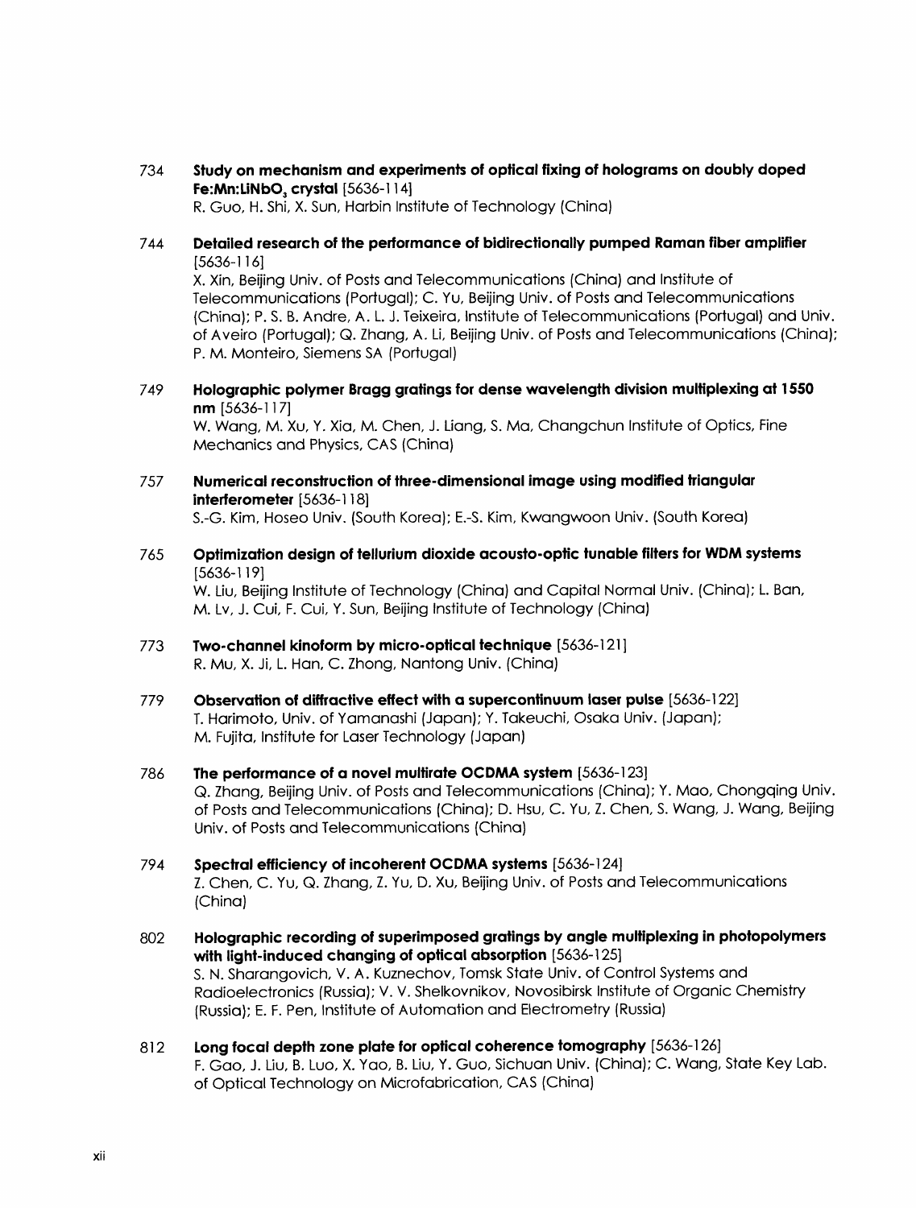734 **Study on mechanism and experiments of optical fixing of holograms on doubly doped Fe:Mn:$LiNbO_3$ crystal** [5636-114]
R. Guo, H. Shi, X. Sun, Harbin Institute of Technology (China)

744 **Detailed research of the performance of bidirectionally pumped Raman fiber amplifier** [5636-116]
X. Xin, Beijing Univ. of Posts and Telecommunications (China) and Institute of Telecommunications (Portugal); C. Yu, Beijing Univ. of Posts and Telecommunications (China); P. S. B. Andre, A. L. J. Teixeira, Institute of Telecommunications (Portugal) and Univ. of Aveiro (Portugal); Q. Zhang, A. Li, Beijing Univ. of Posts and Telecommunications (China); P. M. Monteiro, Siemens SA (Portugal)

749 **Holographic polymer Bragg gratings for dense wavelength division multiplexing at 1550 nm** [5636-117]
W. Wang, M. Xu, Y. Xia, M. Chen, J. Liang, S. Ma, Changchun Institute of Optics, Fine Mechanics and Physics, CAS (China)

757 **Numerical reconstruction of three-dimensional image using modified triangular interferometer** [5636-118]
S.-G. Kim, Hoseo Univ. (South Korea); E.-S. Kim, Kwangwoon Univ. (South Korea)

765 **Optimization design of tellurium dioxide acousto-optic tunable filters for WDM systems** [5636-119]
W. Liu, Beijing Institute of Technology (China) and Capital Normal Univ. (China); L. Ban, M. Lv, J. Cui, F. Cui, Y. Sun, Beijing Institute of Technology (China)

773 **Two-channel kinoform by micro-optical technique** [5636-121]
R. Mu, X. Ji, L. Han, C. Zhong, Nantong Univ. (China)

779 **Observation of diffractive effect with a supercontinuum laser pulse** [5636-122]
T. Harimoto, Univ. of Yamanashi (Japan); Y. Takeuchi, Osaka Univ. (Japan); M. Fujita, Institute for Laser Technology (Japan)

786 **The performance of a novel multirate OCDMA system** [5636-123]
Q. Zhang, Beijing Univ. of Posts and Telecommunications (China); Y. Mao, Chongqing Univ. of Posts and Telecommunications (China); D. Hsu, C. Yu, Z. Chen, S. Wang, J. Wang, Beijing Univ. of Posts and Telecommunications (China)

794 **Spectral efficiency of incoherent OCDMA systems** [5636-124]
Z. Chen, C. Yu, Q. Zhang, Z. Yu, D. Xu, Beijing Univ. of Posts and Telecommunications (China)

802 **Holographic recording of superimposed gratings by angle multiplexing in photopolymers with light-induced changing of optical absorption** [5636-125]
S. N. Sharangovich, V. A. Kuznechov, Tomsk State Univ. of Control Systems and Radioelectronics (Russia); V. V. Shelkovnikov, Novosibirsk Institute of Organic Chemistry (Russia); E. F. Pen, Institute of Automation and Electrometry (Russia)

812 **Long focal depth zone plate for optical coherence tomography** [5636-126]
F. Gao, J. Liu, B. Luo, X. Yao, B. Liu, Y. Guo, Sichuan Univ. (China); C. Wang, State Key Lab. of Optical Technology on Microfabrication, CAS (China)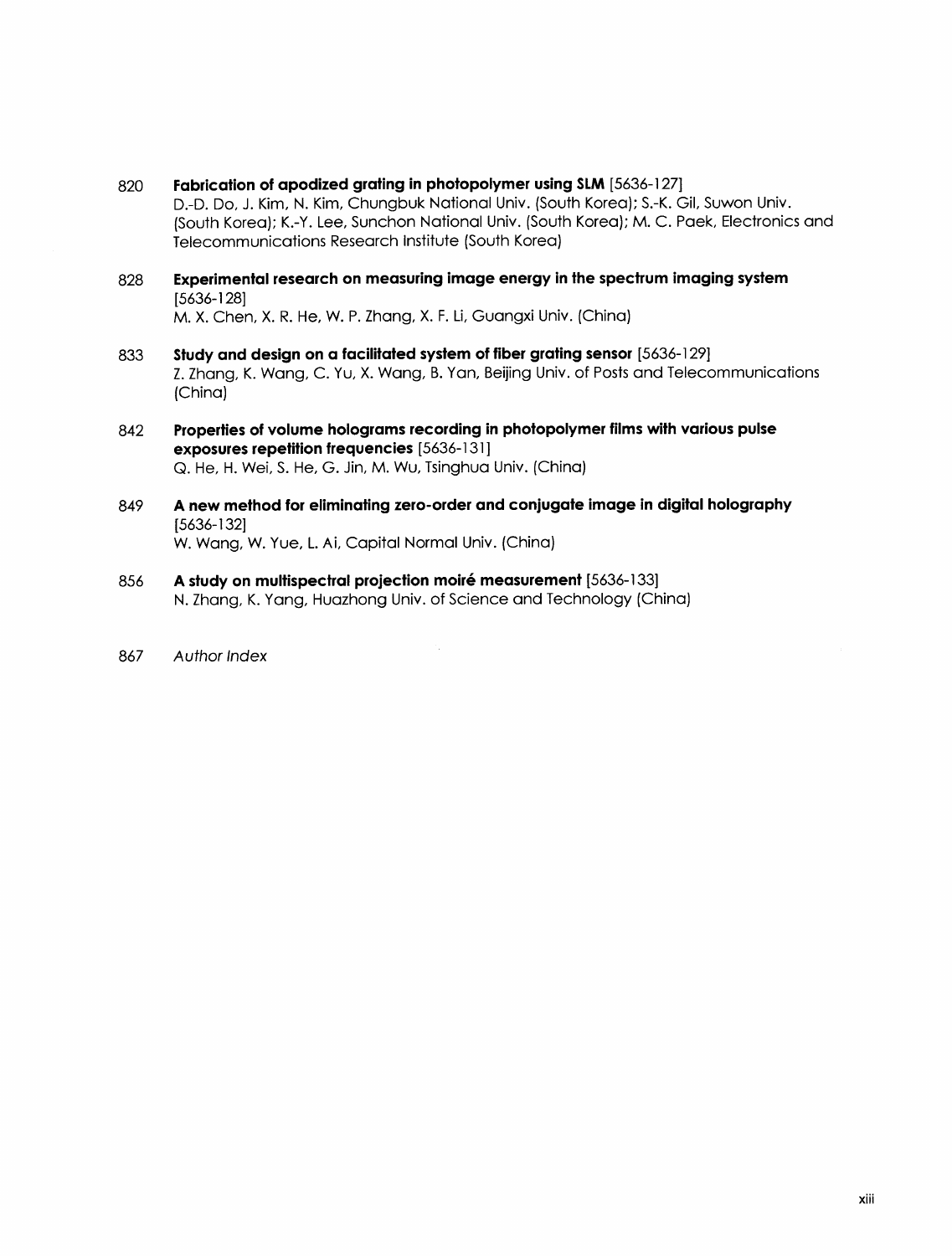820 **Fabrication of apodized grating in photopolymer using SLM** [5636-127]
D.-D. Do, J. Kim, N. Kim, Chungbuk National Univ. (South Korea); S.-K. Gil, Suwon Univ. (South Korea); K.-Y. Lee, Sunchon National Univ. (South Korea); M. C. Paek, Electronics and Telecommunications Research Institute (South Korea)

828 **Experimental research on measuring image energy in the spectrum imaging system** [5636-128]
M. X. Chen, X. R. He, W. P. Zhang, X. F. Li, Guangxi Univ. (China)

833 **Study and design on a facilitated system of fiber grating sensor** [5636-129]
Z. Zhang, K. Wang, C. Yu, X. Wang, B. Yan, Beijing Univ. of Posts and Telecommunications (China)

842 **Properties of volume holograms recording in photopolymer films with various pulse exposures repetition frequencies** [5636-131]
Q. He, H. Wei, S. He, G. Jin, M. Wu, Tsinghua Univ. (China)

849 **A new method for eliminating zero-order and conjugate image in digital holography** [5636-132]
W. Wang, W. Yue, L. Ai, Capital Normal Univ. (China)

856 **A study on multispectral projection moiré measurement** [5636-133]
N. Zhang, K. Yang, Huazhong Univ. of Science and Technology (China)

867 *Author Index*